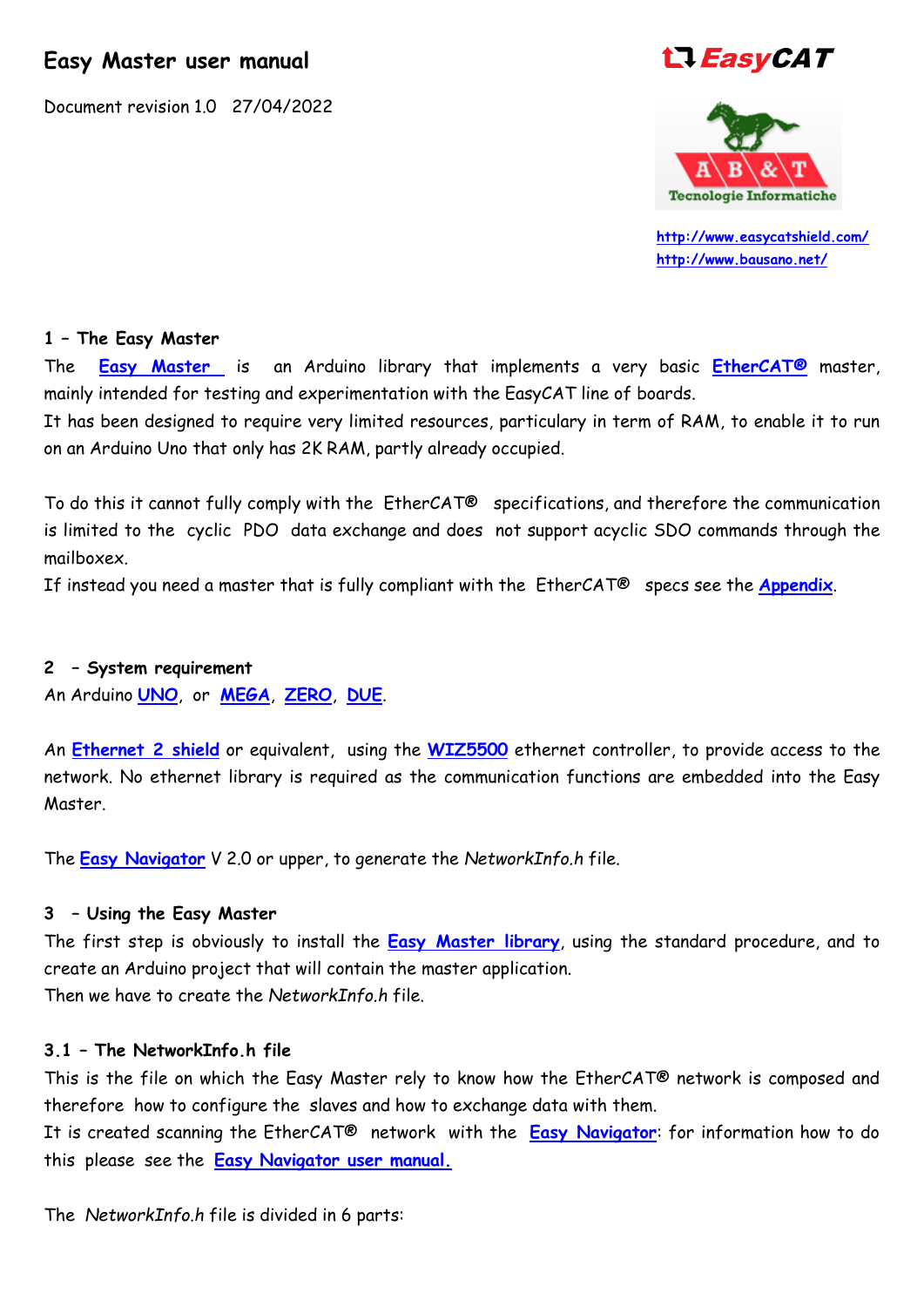# Easy Master user manual

Document revision 1.0 27/04/2022

EasyCAT

A B & T Tecnologie Informatiche

http://www.easycatshield.com/
http://www.bausano.net/

## 1 – The Easy Master

The **Easy Master** is an Arduino library that implements a very basic **EtherCAT®** master, mainly intended for testing and experimentation with the EasyCAT line of boards.
It has been designed to require very limited resources, particulary in term of RAM, to enable it to run on an Arduino Uno that only has 2K RAM, partly already occupied.

To do this it cannot fully comply with the EtherCAT® specifications, and therefore the communication is limited to the cyclic PDO data exchange and does not support acyclic SDO commands through the mailboxex.
If instead you need a master that is fully compliant with the EtherCAT® specs see the **Appendix**.

## 2 – System requirement

An Arduino **UNO**, or **MEGA**, **ZERO**, **DUE**.

An **Ethernet 2 shield** or equivalent, using the **WIZ5500** ethernet controller, to provide access to the network. No ethernet library is required as the communication functions are embedded into the Easy Master.

The **Easy Navigator** V 2.0 or upper, to generate the *NetworkInfo.h* file.

## 3 – Using the Easy Master

The first step is obviously to install the **Easy Master library**, using the standard procedure, and to create an Arduino project that will contain the master application.
Then we have to create the *NetworkInfo.h* file.

### 3.1 – The NetworkInfo.h file

This is the file on which the Easy Master rely to know how the EtherCAT® network is composed and therefore how to configure the slaves and how to exchange data with them.
It is created scanning the EtherCAT® network with the **Easy Navigator**: for information how to do this please see the **Easy Navigator user manual.**

The *NetworkInfo.h* file is divided in 6 parts: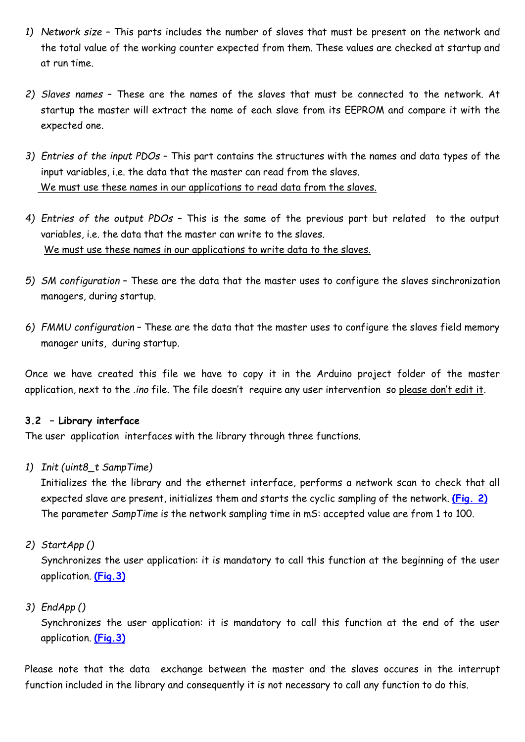1) *Network size* – This parts includes the number of slaves that must be present on the network and the total value of the working counter expected from them. These values are checked at startup and at run time.

2) *Slaves names* – These are the names of the slaves that must be connected to the network. At startup the master will extract the name of each slave from its EEPROM and compare it with the expected one.

3) *Entries of the input PDOs* – This part contains the structures with the names and data types of the input variables, i.e. the data that the master can read from the slaves.
   <u>We must use these names in our applications to read data from the slaves.</u>

4) *Entries of the output PDOs* – This is the same of the previous part but related to the output variables, i.e. the data that the master can write to the slaves.
   <u>We must use these names in our applications to write data to the slaves.</u>

5) *SM configuration* – These are the data that the master uses to configure the slaves sinchronization managers, during startup.

6) *FMMU configuration* – These are the data that the master uses to configure the slaves field memory manager units, during startup.

Once we have created this file we have to copy it in the Arduino project folder of the master application, next to the *.ino* file. The file doesn't require any user intervention so <u>please don't edit it</u>.

### 3.2 – Library interface

The user application interfaces with the library through three functions.

1) *Init (uint8_t SampTime)*
   Initializes the the library and the ethernet interface, performs a network scan to check that all expected slave are present, initializes them and starts the cyclic sampling of the network. **(Fig. 2)**
   The parameter *SampTime* is the network sampling time in mS: accepted value are from 1 to 100.

2) *StartApp ()*
   Synchronizes the user application: it is mandatory to call this function at the beginning of the user application. **(Fig.3)**

3) *EndApp ()*
   Synchronizes the user application: it is mandatory to call this function at the end of the user application. **(Fig.3)**

Please note that the data exchange between the master and the slaves occures in the interrupt function included in the library and consequently it is not necessary to call any function to do this.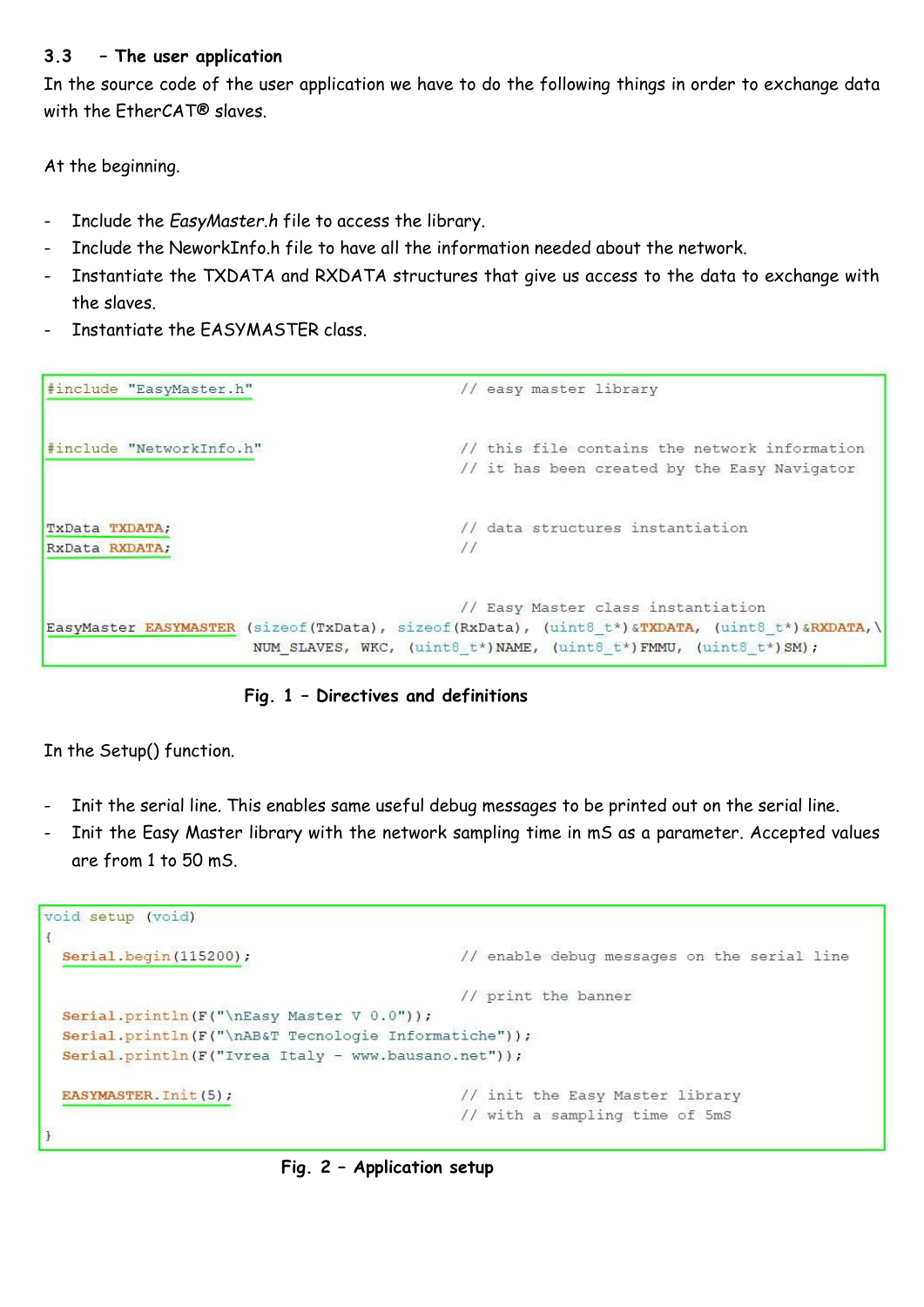### 3.3 – The user application

In the source code of the user application we have to do the following things in order to exchange data with the EtherCAT® slaves.

At the beginning.

- Include the *EasyMaster.h* file to access the library.
- Include the NeworkInfo.h file to have all the information needed about the network.
- Instantiate the TXDATA and RXDATA structures that give us access to the data to exchange with the slaves.
- Instantiate the EASYMASTER class.

```
#include "EasyMaster.h"                          // easy master library


#include "NetworkInfo.h"                         // this file contains the network information
                                                 // it has been created by the Easy Navigator


TxData TXDATA;                                   // data structures instantiation
RxData RXDATA;                                   //


                                                 // Easy Master class instantiation
EasyMaster EASYMASTER (sizeof(TxData), sizeof(RxData), (uint8_t*)&TXDATA, (uint8_t*)&RXDATA,\
                      NUM_SLAVES, WKC, (uint8_t*)NAME, (uint8_t*)FMMU, (uint8_t*)SM);
```

**Fig. 1 – Directives and definitions**

In the Setup() function.

- Init the serial line. This enables same useful debug messages to be printed out on the serial line.
- Init the Easy Master library with the network sampling time in mS as a parameter. Accepted values are from 1 to 50 mS.

```
void setup (void)
{
  Serial.begin(115200);                          // enable debug messages on the serial line

                                                 // print the banner
  Serial.println(F("\nEasy Master V 0.0"));
  Serial.println(F("\nAB&T Tecnologie Informatiche"));
  Serial.println(F("Ivrea Italy - www.bausano.net"));

  EASYMASTER.Init(5);                            // init the Easy Master library
                                                 // with a sampling time of 5mS
}
```

**Fig. 2 – Application setup**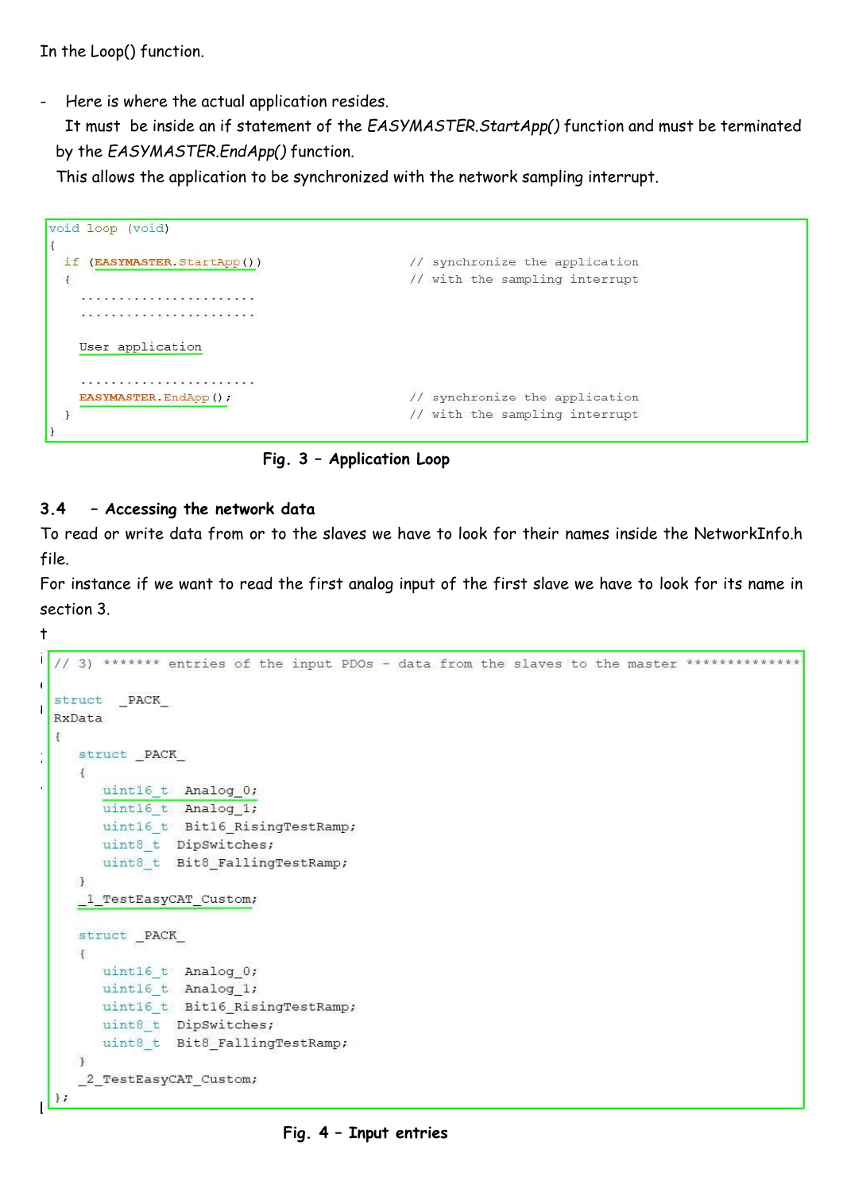In the Loop() function.

- Here is where the actual application resides.
  It must be inside an if statement of the *EASYMASTER.StartApp()* function and must be terminated by the *EASYMASTER.EndApp()* function.
  This allows the application to be synchronized with the network sampling interrupt.

```
void loop (void)
{
  if (EASYMASTER.StartApp())                    // synchronize the application
  {                                             // with the sampling interrupt
    .......................
    .......................

    User application

    .......................
    EASYMASTER.EndApp();                        // synchronize the application
  }                                             // with the sampling interrupt
}
```

**Fig. 3 – Application Loop**

### 3.4 – Accessing the network data

To read or write data from or to the slaves we have to look for their names inside the NetworkInfo.h file.
For instance if we want to read the first analog input of the first slave we have to look for its name in section 3.

```
// 3) ******* entries of the input PDOs - data from the slaves to the master **************

struct  _PACK_
RxData
{
    struct _PACK_
    {
        uint16_t  Analog_0;
        uint16_t  Analog_1;
        uint16_t  Bit16_RisingTestRamp;
        uint8_t  DipSwitches;
        uint8_t  Bit8_FallingTestRamp;
    }
    _1_TestEasyCAT_Custom;

    struct _PACK_
    {
        uint16_t  Analog_0;
        uint16_t  Analog_1;
        uint16_t  Bit16_RisingTestRamp;
        uint8_t  DipSwitches;
        uint8_t  Bit8_FallingTestRamp;
    }
    _2_TestEasyCAT_Custom;
};
```

**Fig. 4 – Input entries**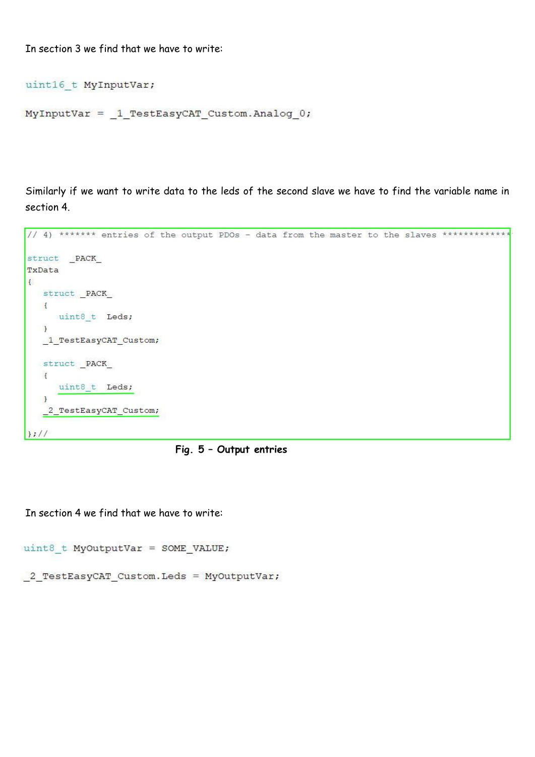In section 3 we find that we have to write:

```
uint16_t MyInputVar;

MyInputVar = _1_TestEasyCAT_Custom.Analog_0;
```

Similarly if we want to write data to the leds of the second slave we have to find the variable name in section 4.

```
// 4) ******* entries of the output PDOs - data from the master to the slaves *************

struct  _PACK_
TxData
{
   struct _PACK_
   {
      uint8_t  Leds;
   }
   _1_TestEasyCAT_Custom;

   struct _PACK_
   {
      uint8_t  Leds;
   }
   _2_TestEasyCAT_Custom;

};//
```

**Fig. 5 – Output entries**

In section 4 we find that we have to write:

```
uint8_t MyOutputVar = SOME_VALUE;

_2_TestEasyCAT_Custom.Leds = MyOutputVar;
```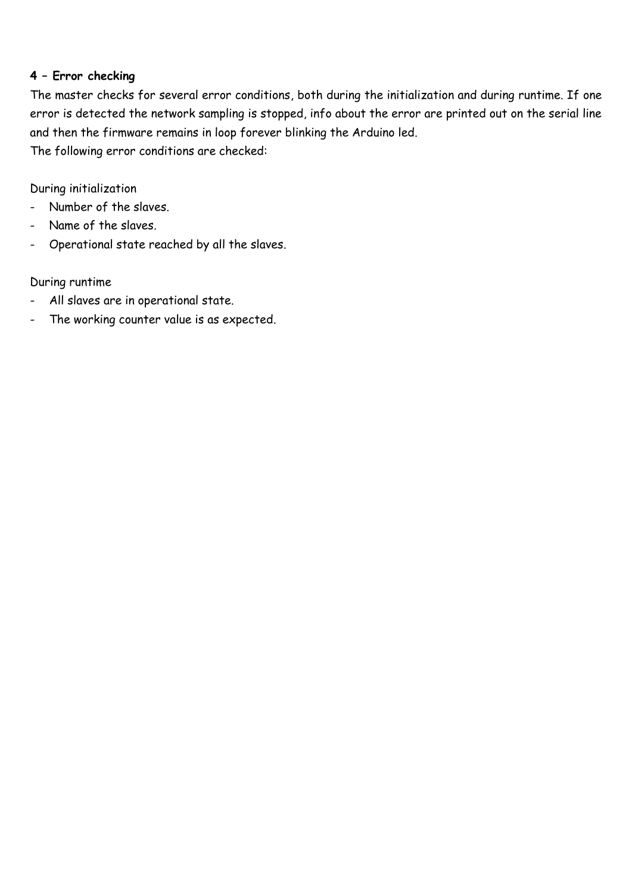### 4 – Error checking

The master checks for several error conditions, both during the initialization and during runtime. If one error is detected the network sampling is stopped, info about the error are printed out on the serial line and then the firmware remains in loop forever blinking the Arduino led.
The following error conditions are checked:

During initialization

- Number of the slaves.
- Name of the slaves.
- Operational state reached by all the slaves.

During runtime

- All slaves are in operational state.
- The working counter value is as expected.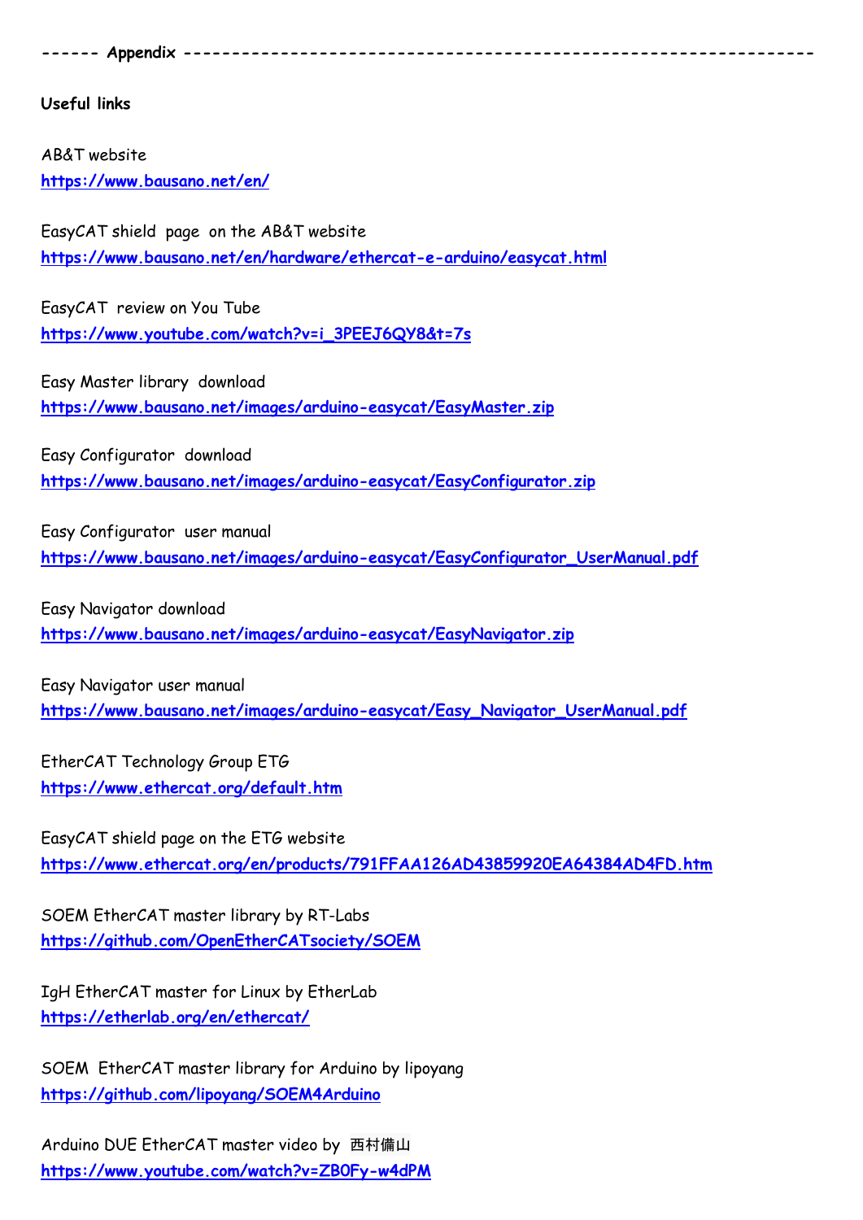------ **Appendix** ----------------------------------------------------------------

**Useful links**

AB&T website
**https://www.bausano.net/en/**

EasyCAT shield page on the AB&T website
**https://www.bausano.net/en/hardware/ethercat-e-arduino/easycat.html**

EasyCAT review on You Tube
**https://www.youtube.com/watch?v=i_3PEEJ6QY8&t=7s**

Easy Master library download
**https://www.bausano.net/images/arduino-easycat/EasyMaster.zip**

Easy Configurator download
**https://www.bausano.net/images/arduino-easycat/EasyConfigurator.zip**

Easy Configurator user manual
**https://www.bausano.net/images/arduino-easycat/EasyConfigurator_UserManual.pdf**

Easy Navigator download
**https://www.bausano.net/images/arduino-easycat/EasyNavigator.zip**

Easy Navigator user manual
**https://www.bausano.net/images/arduino-easycat/Easy_Navigator_UserManual.pdf**

EtherCAT Technology Group ETG
**https://www.ethercat.org/default.htm**

EasyCAT shield page on the ETG website
**https://www.ethercat.org/en/products/791FFAA126AD43859920EA64384AD4FD.htm**

SOEM EtherCAT master library by RT-Labs
**https://github.com/OpenEtherCATsociety/SOEM**

IgH EtherCAT master for Linux by EtherLab
**https://etherlab.org/en/ethercat/**

SOEM EtherCAT master library for Arduino by lipoyang
**https://github.com/lipoyang/SOEM4Arduino**

Arduino DUE EtherCAT master video by 西村備山
**https://www.youtube.com/watch?v=ZB0Fy-w4dPM**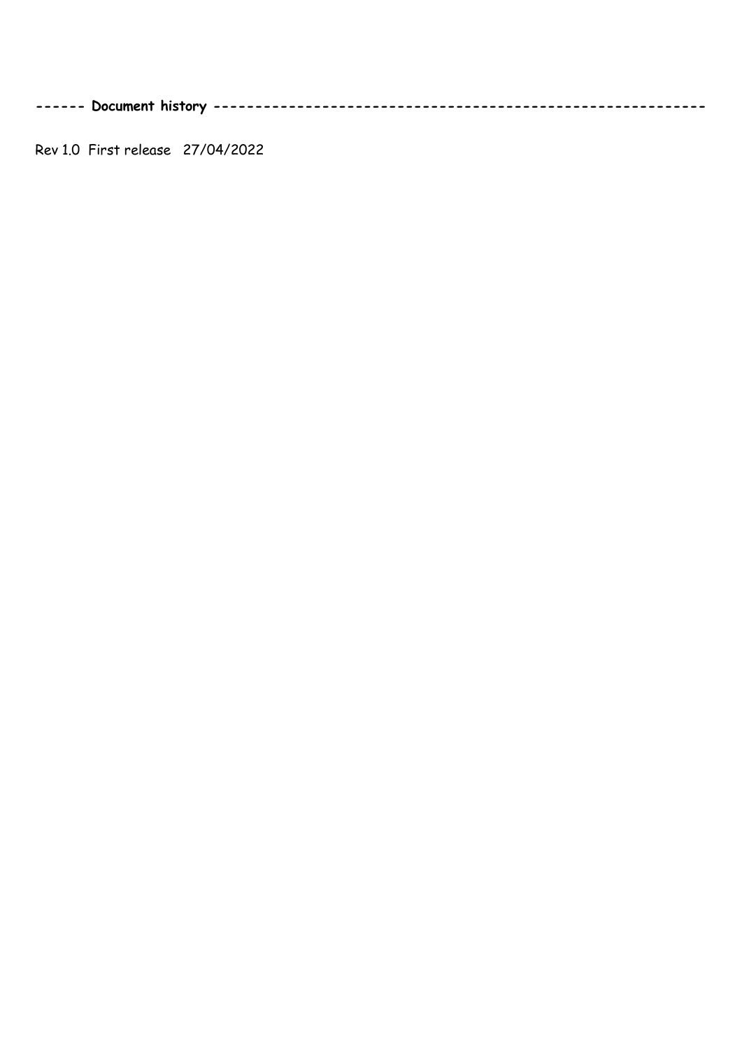**------ Document history -----------------------------------------------------------**

Rev 1.0 First release 27/04/2022